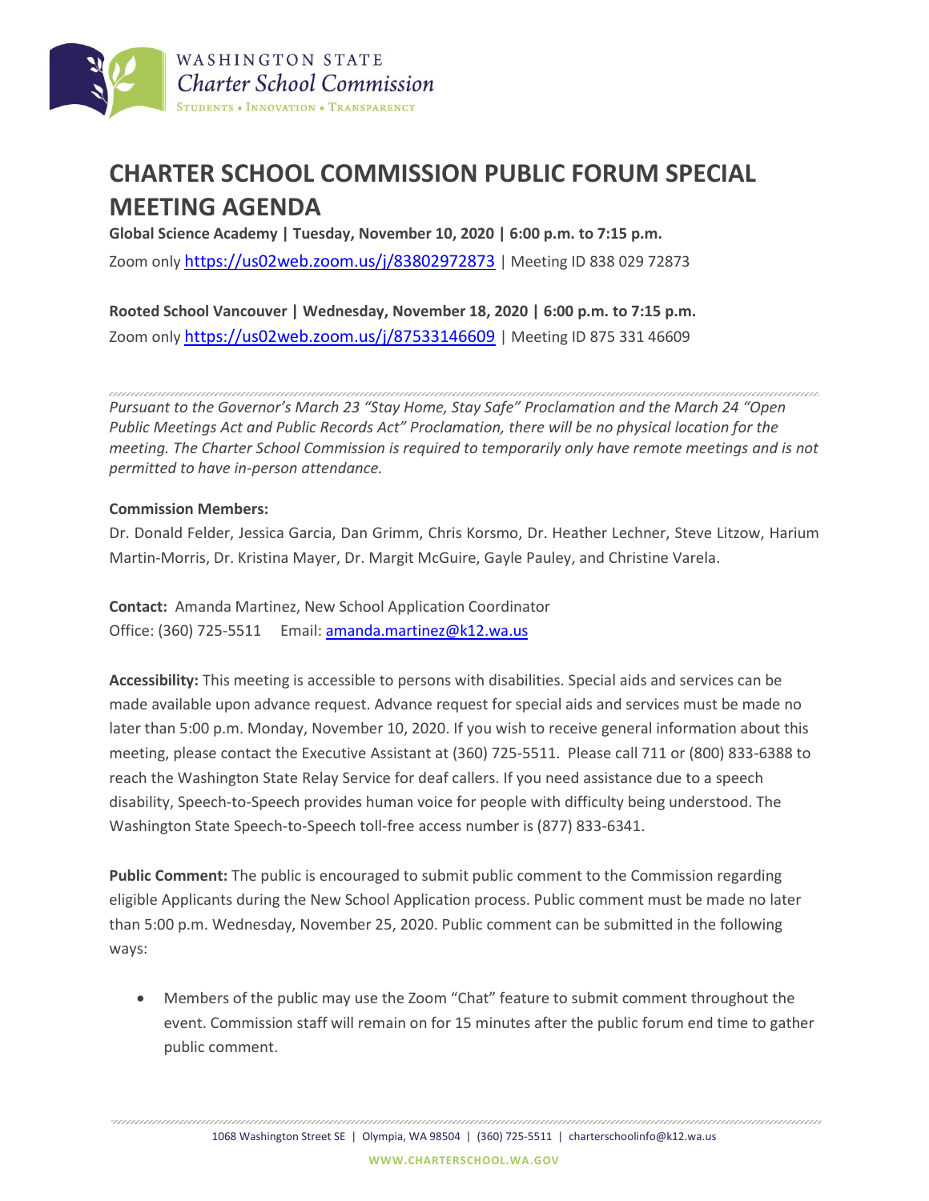WASHINGTON STATE
*Charter School Commission*
STUDENTS • INNOVATION • TRANSPARENCY

# CHARTER SCHOOL COMMISSION PUBLIC FORUM SPECIAL MEETING AGENDA

**Global Science Academy | Tuesday, November 10, 2020 | 6:00 p.m. to 7:15 p.m.**

Zoom only https://us02web.zoom.us/j/83802972873 | Meeting ID 838 029 72873

**Rooted School Vancouver | Wednesday, November 18, 2020 | 6:00 p.m. to 7:15 p.m.**

Zoom only https://us02web.zoom.us/j/87533146609 | Meeting ID 875 331 46609

---

*Pursuant to the Governor's March 23 "Stay Home, Stay Safe" Proclamation and the March 24 "Open Public Meetings Act and Public Records Act" Proclamation, there will be no physical location for the meeting. The Charter School Commission is required to temporarily only have remote meetings and is not permitted to have in-person attendance.*

**Commission Members:**

Dr. Donald Felder, Jessica Garcia, Dan Grimm, Chris Korsmo, Dr. Heather Lechner, Steve Litzow, Harium Martin-Morris, Dr. Kristina Mayer, Dr. Margit McGuire, Gayle Pauley, and Christine Varela.

**Contact:** Amanda Martinez, New School Application Coordinator
Office: (360) 725-5511 Email: amanda.martinez@k12.wa.us

**Accessibility:** This meeting is accessible to persons with disabilities. Special aids and services can be made available upon advance request. Advance request for special aids and services must be made no later than 5:00 p.m. Monday, November 10, 2020. If you wish to receive general information about this meeting, please contact the Executive Assistant at (360) 725-5511. Please call 711 or (800) 833-6388 to reach the Washington State Relay Service for deaf callers. If you need assistance due to a speech disability, Speech-to-Speech provides human voice for people with difficulty being understood. The Washington State Speech-to-Speech toll-free access number is (877) 833-6341.

**Public Comment:** The public is encouraged to submit public comment to the Commission regarding eligible Applicants during the New School Application process. Public comment must be made no later than 5:00 p.m. Wednesday, November 25, 2020. Public comment can be submitted in the following ways:

- Members of the public may use the Zoom "Chat" feature to submit comment throughout the event. Commission staff will remain on for 15 minutes after the public forum end time to gather public comment.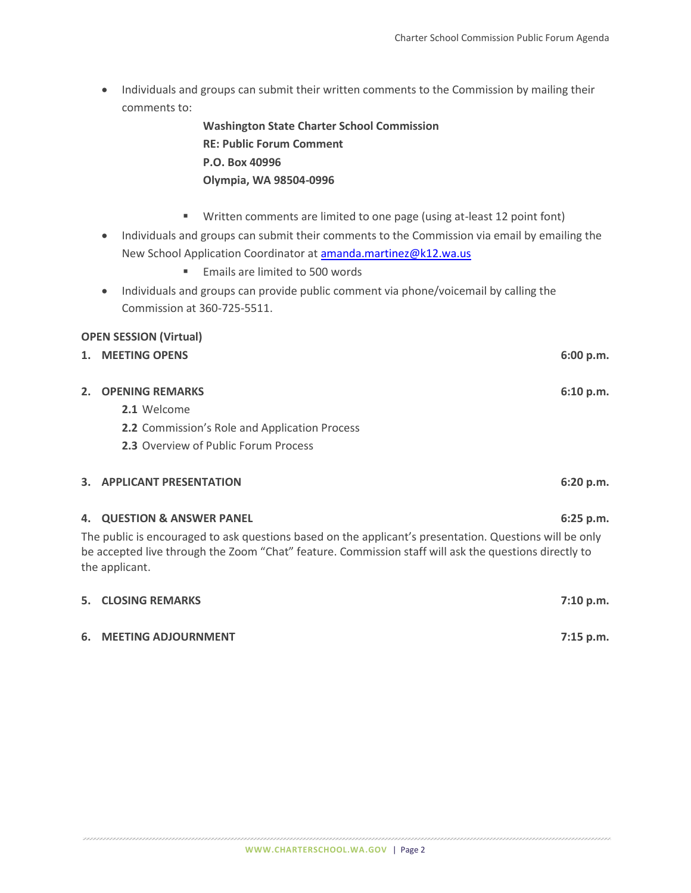- Individuals and groups can submit their written comments to the Commission by mailing their comments to:

  **Washington State Charter School Commission**
  **RE: Public Forum Comment**
  **P.O. Box 40996**
  **Olympia, WA 98504-0996**

  - Written comments are limited to one page (using at-least 12 point font)
- Individuals and groups can submit their comments to the Commission via email by emailing the New School Application Coordinator at amanda.martinez@k12.wa.us
  - Emails are limited to 500 words
- Individuals and groups can provide public comment via phone/voicemail by calling the Commission at 360-725-5511.

**OPEN SESSION (Virtual)**

**1. MEETING OPENS** **6:00 p.m.**

**2. OPENING REMARKS** **6:10 p.m.**

**2.1** Welcome

**2.2** Commission's Role and Application Process

**2.3** Overview of Public Forum Process

**3. APPLICANT PRESENTATION** **6:20 p.m.**

**4. QUESTION & ANSWER PANEL** **6:25 p.m.**

The public is encouraged to ask questions based on the applicant's presentation. Questions will be only be accepted live through the Zoom "Chat" feature. Commission staff will ask the questions directly to the applicant.

**5. CLOSING REMARKS** **7:10 p.m.**

**6. MEETING ADJOURNMENT** **7:15 p.m.**